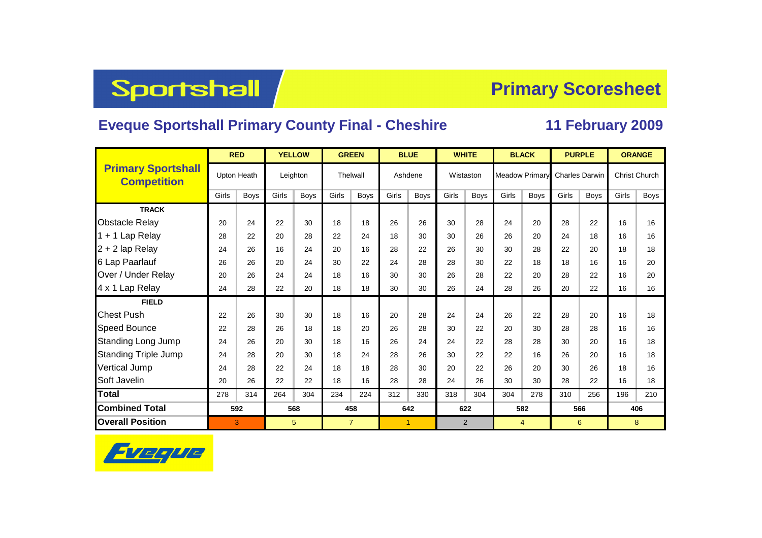# Sportshall

## Primary Scoresheet

### Eveque Sportshall Primary County Final - Cheshire

### 11 February 2009

| Primary Sportshall Competition | RED | | YELLOW | | GREEN | | BLUE | | WHITE | | BLACK | | PURPLE | | ORANGE | |
|---|---|---|---|---|---|---|---|---|---|---|---|---|---|---|---|---|
| | Upton Heath | | Leighton | | Thelwall | | Ashdene | | Wistaston | | Meadow Primary | | Charles Darwin | | Christ Church | |
| | Girls | Boys | Girls | Boys | Girls | Boys | Girls | Boys | Girls | Boys | Girls | Boys | Girls | Boys | Girls | Boys |
| **TRACK** | | | | | | | | | | | | | | | | |
| Obstacle Relay | 20 | 24 | 22 | 30 | 18 | 18 | 26 | 26 | 30 | 28 | 24 | 20 | 28 | 22 | 16 | 16 |
| 1 + 1 Lap Relay | 28 | 22 | 20 | 28 | 22 | 24 | 18 | 30 | 30 | 26 | 26 | 20 | 24 | 18 | 16 | 16 |
| 2 + 2 lap Relay | 24 | 26 | 16 | 24 | 20 | 16 | 28 | 22 | 26 | 30 | 30 | 28 | 22 | 20 | 18 | 18 |
| 6 Lap Paarlauf | 26 | 26 | 20 | 24 | 30 | 22 | 24 | 28 | 28 | 30 | 22 | 18 | 18 | 16 | 16 | 20 |
| Over / Under Relay | 20 | 26 | 24 | 24 | 18 | 16 | 30 | 30 | 26 | 28 | 22 | 20 | 28 | 22 | 16 | 20 |
| 4 x 1 Lap Relay | 24 | 28 | 22 | 20 | 18 | 18 | 30 | 30 | 26 | 24 | 28 | 26 | 20 | 22 | 16 | 16 |
| **FIELD** | | | | | | | | | | | | | | | | |
| Chest Push | 22 | 26 | 30 | 30 | 18 | 16 | 20 | 28 | 24 | 24 | 26 | 22 | 28 | 20 | 16 | 18 |
| Speed Bounce | 22 | 28 | 26 | 18 | 18 | 20 | 26 | 28 | 30 | 22 | 20 | 30 | 28 | 28 | 16 | 16 |
| Standing Long Jump | 24 | 26 | 20 | 30 | 18 | 16 | 26 | 24 | 24 | 22 | 28 | 28 | 30 | 20 | 16 | 18 |
| Standing Triple Jump | 24 | 28 | 20 | 30 | 18 | 24 | 28 | 26 | 30 | 22 | 22 | 16 | 26 | 20 | 16 | 18 |
| Vertical Jump | 24 | 28 | 22 | 24 | 18 | 18 | 28 | 30 | 20 | 22 | 26 | 20 | 30 | 26 | 18 | 16 |
| Soft Javelin | 20 | 26 | 22 | 22 | 18 | 16 | 28 | 28 | 24 | 26 | 30 | 30 | 28 | 22 | 16 | 18 |
| **Total** | 278 | 314 | 264 | 304 | 234 | 224 | 312 | 330 | 318 | 304 | 304 | 278 | 310 | 256 | 196 | 210 |
| **Combined Total** | 592 | | 568 | | 458 | | 642 | | 622 | | 582 | | 566 | | 406 | |
| **Overall Position** | 3 | | 5 | | 7 | | 1 | | 2 | | 4 | | 6 | | 8 | |

Eveque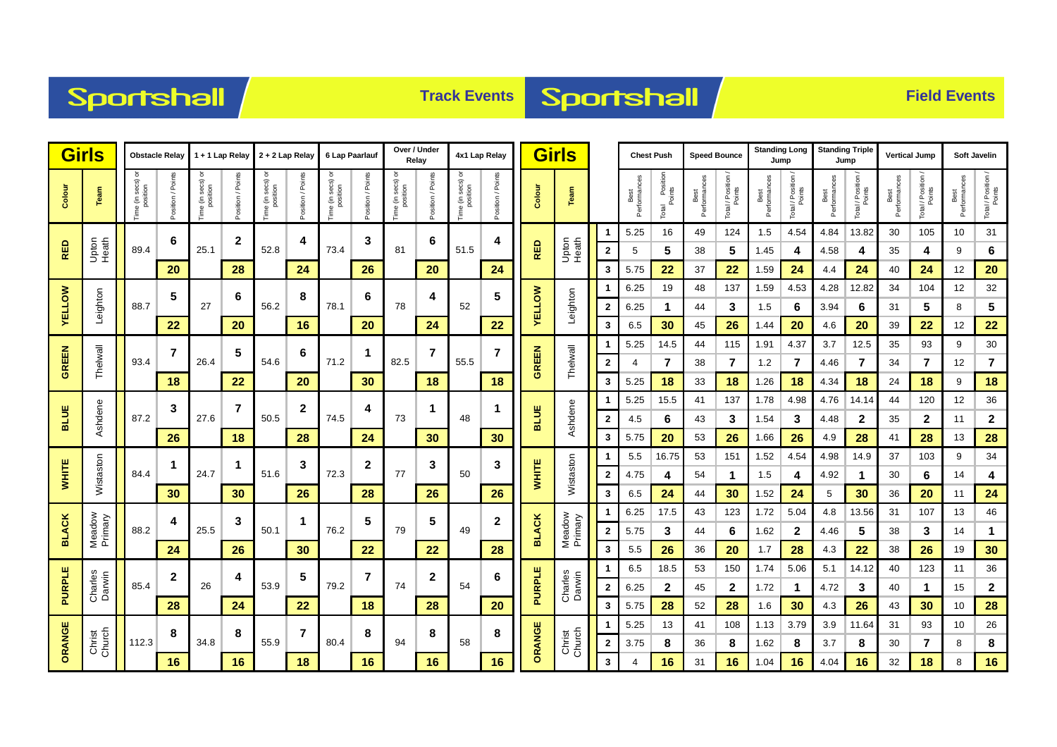## Sportshall — Track Events

| Colour | Team | Obstacle Relay | | 1 + 1 Lap Relay | | 2 + 2 Lap Relay | | 6 Lap Paarlauf | | Over / Under Relay | | 4x1 Lap Relay | |
|---|---|---|---|---|---|---|---|---|---|---|---|---|---|
| | | Time (in secs) or position | Position / Points | Time (in secs) or position | Position / Points | Time (in secs) or position | Position / Points | Time (in secs) or position | Position / Points | Time (in secs) or position | Position / Points | Time (in secs) or position | Position / Points |
| RED | Upton Heath | 89.4 | 6 | 25.1 | 2 | 52.8 | 4 | 73.4 | 3 | 81 | 6 | 51.5 | 4 |
| | | | **20** | | **28** | | **24** | | **26** | | **20** | | **24** |
| YELLOW | Leighton | 88.7 | 5 | 27 | 6 | 56.2 | 8 | 78.1 | 6 | 78 | 4 | 52 | 5 |
| | | | **22** | | **20** | | **16** | | **20** | | **24** | | **22** |
| GREEN | Thelwall | 93.4 | 7 | 26.4 | 5 | 54.6 | 6 | 71.2 | 1 | 82.5 | 7 | 55.5 | 7 |
| | | | **18** | | **22** | | **20** | | **30** | | **18** | | **18** |
| BLUE | Ashdene | 87.2 | 3 | 27.6 | 7 | 50.5 | 2 | 74.5 | 4 | 73 | 1 | 48 | 1 |
| | | | **26** | | **18** | | **28** | | **24** | | **30** | | **30** |
| WHITE | Wistaston | 84.4 | 1 | 24.7 | 1 | 51.6 | 3 | 72.3 | 2 | 77 | 3 | 50 | 3 |
| | | | **30** | | **30** | | **26** | | **28** | | **26** | | **26** |
| BLACK | Meadow Primary | 88.2 | 4 | 25.5 | 3 | 50.1 | 1 | 76.2 | 5 | 79 | 5 | 49 | 2 |
| | | | **24** | | **26** | | **30** | | **22** | | **22** | | **28** |
| PURPLE | Charles Darwin | 85.4 | 2 | 26 | 4 | 53.9 | 5 | 79.2 | 7 | 74 | 2 | 54 | 6 |
| | | | **28** | | **24** | | **22** | | **18** | | **28** | | **20** |
| ORANGE | Christ Church | 112.3 | 8 | 34.8 | 8 | 55.9 | 7 | 80.4 | 8 | 94 | 8 | 58 | 8 |
| | | | **16** | | **16** | | **18** | | **16** | | **16** | | **16** |

## Sportshall — Field Events

| Colour | Team | | Chest Push | | Speed Bounce | | Standing Long Jump | | Standing Triple Jump | | Vertical Jump | | Soft Javelin | |
|---|---|---|---|---|---|---|---|---|---|---|---|---|---|---|
| | | | Best Performances | Total Position Points | Best Performances | Total / Position / Points | Best Performances | Total / Position / Points | Best Performances | Total / Position / Points | Best Performances | Total / Position / Points | Best Performances | Total / Position / Points |
| RED | Upton Heath | 1 | 5.25 | 16 | 49 | 124 | 1.5 | 4.54 | 4.84 | 13.82 | 30 | 105 | 10 | 31 |
| | | 2 | 5 | **5** | 38 | **5** | 1.45 | **4** | 4.58 | **4** | 35 | **4** | 9 | **6** |
| | | 3 | 5.75 | **22** | 37 | **22** | 1.59 | **24** | 4.4 | **24** | 40 | **24** | 12 | **20** |
| YELLOW | Leighton | 1 | 6.25 | 19 | 48 | 137 | 1.59 | 4.53 | 4.28 | 12.82 | 34 | 104 | 12 | 32 |
| | | 2 | 6.25 | **1** | 44 | **3** | 1.5 | **6** | 3.94 | **6** | 31 | **5** | 8 | **5** |
| | | 3 | 6.5 | **30** | 45 | **26** | 1.44 | **20** | 4.6 | **20** | 39 | **22** | 12 | **22** |
| GREEN | Thelwall | 1 | 5.25 | 14.5 | 44 | 115 | 1.91 | 4.37 | 3.7 | 12.5 | 35 | 93 | 9 | 30 |
| | | 2 | 4 | **7** | 38 | **7** | 1.2 | **7** | 4.46 | **7** | 34 | **7** | 12 | **7** |
| | | 3 | 5.25 | **18** | 33 | **18** | 1.26 | **18** | 4.34 | **18** | 24 | **18** | 9 | **18** |
| BLUE | Ashdene | 1 | 5.25 | 15.5 | 41 | 137 | 1.78 | 4.98 | 4.76 | 14.14 | 44 | 120 | 12 | 36 |
| | | 2 | 4.5 | **6** | 43 | **3** | 1.54 | **3** | 4.48 | **2** | 35 | **2** | 11 | **2** |
| | | 3 | 5.75 | **20** | 53 | **26** | 1.66 | **26** | 4.9 | **28** | 41 | **28** | 13 | **28** |
| WHITE | Wistaston | 1 | 5.5 | 16.75 | 53 | 151 | 1.52 | 4.54 | 4.98 | 14.9 | 37 | 103 | 9 | 34 |
| | | 2 | 4.75 | **4** | 54 | **1** | 1.5 | **4** | 4.92 | **1** | 30 | **6** | 14 | **4** |
| | | 3 | 6.5 | **24** | 44 | **30** | 1.52 | **24** | 5 | **30** | 36 | **20** | 11 | **24** |
| BLACK | Meadow Primary | 1 | 6.25 | 17.5 | 43 | 123 | 1.72 | 5.04 | 4.8 | 13.56 | 31 | 107 | 13 | 46 |
| | | 2 | 5.75 | **3** | 44 | **6** | 1.62 | **2** | 4.46 | **5** | 38 | **3** | 14 | **1** |
| | | 3 | 5.5 | **26** | 36 | **20** | 1.7 | **28** | 4.3 | **22** | 38 | **26** | 19 | **30** |
| PURPLE | Charles Darwin | 1 | 6.5 | 18.5 | 53 | 150 | 1.74 | 5.06 | 5.1 | 14.12 | 40 | 123 | 11 | 36 |
| | | 2 | 6.25 | **2** | 45 | **2** | 1.72 | **1** | 4.72 | **3** | 40 | **1** | 15 | **2** |
| | | 3 | 5.75 | **28** | 52 | **28** | 1.6 | **30** | 4.3 | **26** | 43 | **30** | 10 | **28** |
| ORANGE | Christ Church | 1 | 5.25 | 13 | 41 | 108 | 1.13 | 3.79 | 3.9 | 11.64 | 31 | 93 | 10 | 26 |
| | | 2 | 3.75 | **8** | 36 | **8** | 1.62 | **8** | 3.7 | **8** | 30 | **7** | 8 | **8** |
| | | 3 | 4 | **16** | 31 | **16** | 1.04 | **16** | 4.04 | **16** | 32 | **18** | 8 | **16** |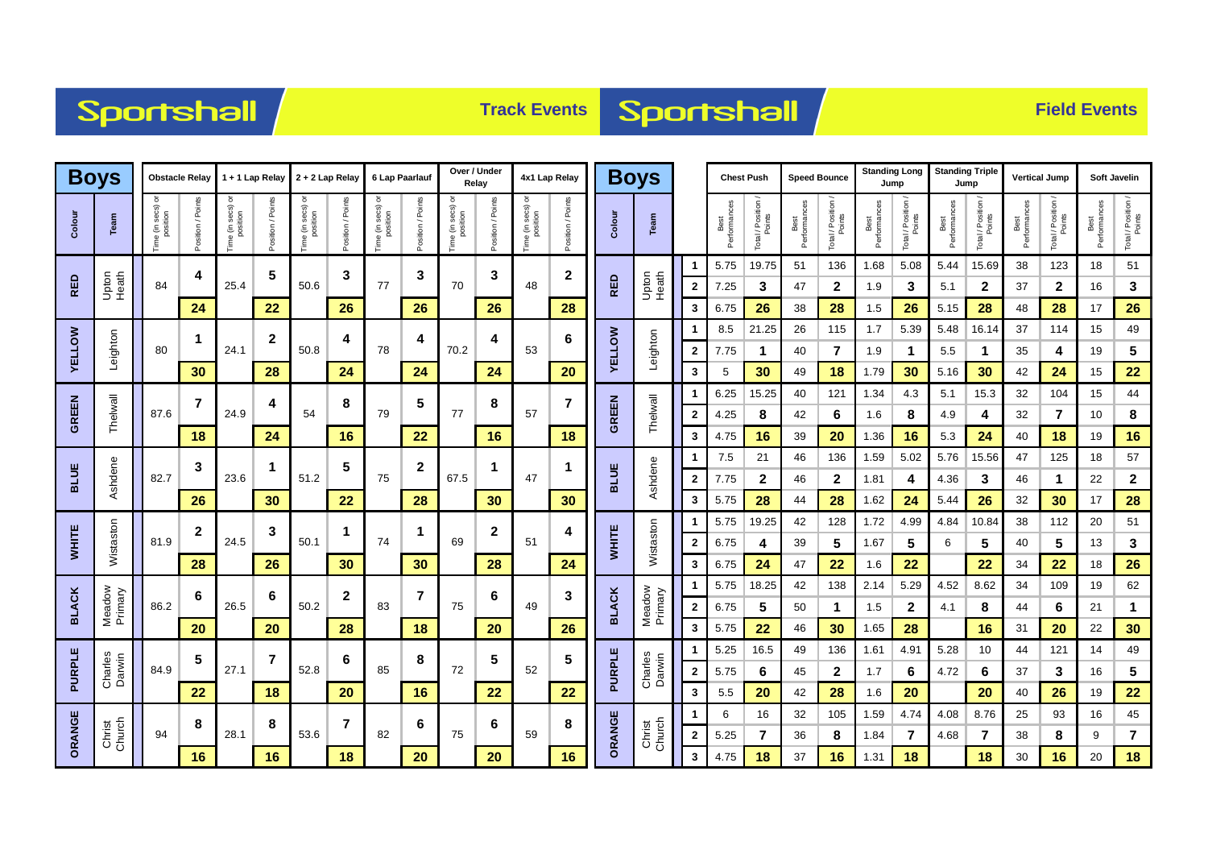# Sportshall — Track Events

| Boys | | Obstacle Relay | | 1 + 1 Lap Relay | | 2 + 2 Lap Relay | | 6 Lap Paarlauf | | Over / Under Relay | | 4x1 Lap Relay | |
|---|---|---|---|---|---|---|---|---|---|---|---|---|---|
| Colour | Team | Time (in secs) or position | Position / Points | Time (in secs) or position | Position / Points | Time (in secs) or position | Position / Points | Time (in secs) or position | Position / Points | Time (in secs) or position | Position / Points | Time (in secs) or position | Position / Points |
| RED | Upton Heath | 84 | 4 | 25.4 | 5 | 50.6 | 3 | 77 | 3 | 70 | 3 | 48 | 2 |
| | | | 24 | | 22 | | 26 | | 26 | | 26 | | 28 |
| YELLOW | Leighton | 80 | 1 | 24.1 | 2 | 50.8 | 4 | 78 | 4 | 70.2 | 4 | 53 | 6 |
| | | | 30 | | 28 | | 24 | | 24 | | 24 | | 20 |
| GREEN | Thelwall | 87.6 | 7 | 24.9 | 4 | 54 | 8 | 79 | 5 | 77 | 8 | 57 | 7 |
| | | | 18 | | 24 | | 16 | | 22 | | 16 | | 18 |
| BLUE | Ashdene | 82.7 | 3 | 23.6 | 1 | 51.2 | 5 | 75 | 2 | 67.5 | 1 | 47 | 1 |
| | | | 26 | | 30 | | 22 | | 28 | | 30 | | 30 |
| WHITE | Wistaston | 81.9 | 2 | 24.5 | 3 | 50.1 | 1 | 74 | 1 | 69 | 2 | 51 | 4 |
| | | | 28 | | 26 | | 30 | | 30 | | 28 | | 24 |
| BLACK | Meadow Primary | 86.2 | 6 | 26.5 | 6 | 50.2 | 2 | 83 | 7 | 75 | 6 | 49 | 3 |
| | | | 20 | | 20 | | 28 | | 18 | | 20 | | 26 |
| PURPLE | Charles Darwin | 84.9 | 5 | 27.1 | 7 | 52.8 | 6 | 85 | 8 | 72 | 5 | 52 | 5 |
| | | | 22 | | 18 | | 20 | | 16 | | 22 | | 22 |
| ORANGE | Christ Church | 94 | 8 | 28.1 | 8 | 53.6 | 7 | 82 | 6 | 75 | 6 | 59 | 8 |
| | | | 16 | | 16 | | 18 | | 20 | | 20 | | 16 |

# Sportshall — Field Events

| Boys | | | Chest Push | | Speed Bounce | | Standing Long Jump | | Standing Triple Jump | | Vertical Jump | | Soft Javelin | |
|---|---|---|---|---|---|---|---|---|---|---|---|---|---|---|
| Colour | Team | | Best Performances | Total / Position / Points | Best Performances | Total / Position / Points | Best Performances | Total / Position / Points | Best Performances | Total / Position / Points | Best Performances | Total / Position / Points | Best Performances | Total / Position / Points |
| RED | Upton Heath | 1 | 5.75 | 19.75 | 51 | 136 | 1.68 | 5.08 | 5.44 | 15.69 | 38 | 123 | 18 | 51 |
| | | 2 | 7.25 | 3 | 47 | 2 | 1.9 | 3 | 5.1 | 2 | 37 | 2 | 16 | 3 |
| | | 3 | 6.75 | 26 | 38 | 28 | 1.5 | 26 | 5.15 | 28 | 48 | 28 | 17 | 26 |
| YELLOW | Leighton | 1 | 8.5 | 21.25 | 26 | 115 | 1.7 | 5.39 | 5.48 | 16.14 | 37 | 114 | 15 | 49 |
| | | 2 | 7.75 | 1 | 40 | 7 | 1.9 | 1 | 5.5 | 1 | 35 | 4 | 19 | 5 |
| | | 3 | 5 | 30 | 49 | 18 | 1.79 | 30 | 5.16 | 30 | 42 | 24 | 15 | 22 |
| GREEN | Thelwall | 1 | 6.25 | 15.25 | 40 | 121 | 1.34 | 4.3 | 5.1 | 15.3 | 32 | 104 | 15 | 44 |
| | | 2 | 4.25 | 8 | 42 | 6 | 1.6 | 8 | 4.9 | 4 | 32 | 7 | 10 | 8 |
| | | 3 | 4.75 | 16 | 39 | 20 | 1.36 | 16 | 5.3 | 24 | 40 | 18 | 19 | 16 |
| BLUE | Ashdene | 1 | 7.5 | 21 | 46 | 136 | 1.59 | 5.02 | 5.76 | 15.56 | 47 | 125 | 18 | 57 |
| | | 2 | 7.75 | 2 | 46 | 2 | 1.81 | 4 | 4.36 | 3 | 46 | 1 | 22 | 2 |
| | | 3 | 5.75 | 28 | 44 | 28 | 1.62 | 24 | 5.44 | 26 | 32 | 30 | 17 | 28 |
| WHITE | Wistaston | 1 | 5.75 | 19.25 | 42 | 128 | 1.72 | 4.99 | 4.84 | 10.84 | 38 | 112 | 20 | 51 |
| | | 2 | 6.75 | 4 | 39 | 5 | 1.67 | 5 | 6 | 5 | 40 | 5 | 13 | 3 |
| | | 3 | 6.75 | 24 | 47 | 22 | 1.6 | 22 | | 22 | 34 | 22 | 18 | 26 |
| BLACK | Meadow Primary | 1 | 5.75 | 18.25 | 42 | 138 | 2.14 | 5.29 | 4.52 | 8.62 | 34 | 109 | 19 | 62 |
| | | 2 | 6.75 | 5 | 50 | 1 | 1.5 | 2 | 4.1 | 8 | 44 | 6 | 21 | 1 |
| | | 3 | 5.75 | 22 | 46 | 30 | 1.65 | 28 | | 16 | 31 | 20 | 22 | 30 |
| PURPLE | Charles Darwin | 1 | 5.25 | 16.5 | 49 | 136 | 1.61 | 4.91 | 5.28 | 10 | 44 | 121 | 14 | 49 |
| | | 2 | 5.75 | 6 | 45 | 2 | 1.7 | 6 | 4.72 | 6 | 37 | 3 | 16 | 5 |
| | | 3 | 5.5 | 20 | 42 | 28 | 1.6 | 20 | | 20 | 40 | 26 | 19 | 22 |
| ORANGE | Christ Church | 1 | 6 | 16 | 32 | 105 | 1.59 | 4.74 | 4.08 | 8.76 | 25 | 93 | 16 | 45 |
| | | 2 | 5.25 | 7 | 36 | 8 | 1.84 | 7 | 4.68 | 7 | 38 | 8 | 9 | 7 |
| | | 3 | 4.75 | 18 | 37 | 16 | 1.31 | 18 | | 18 | 30 | 16 | 20 | 18 |